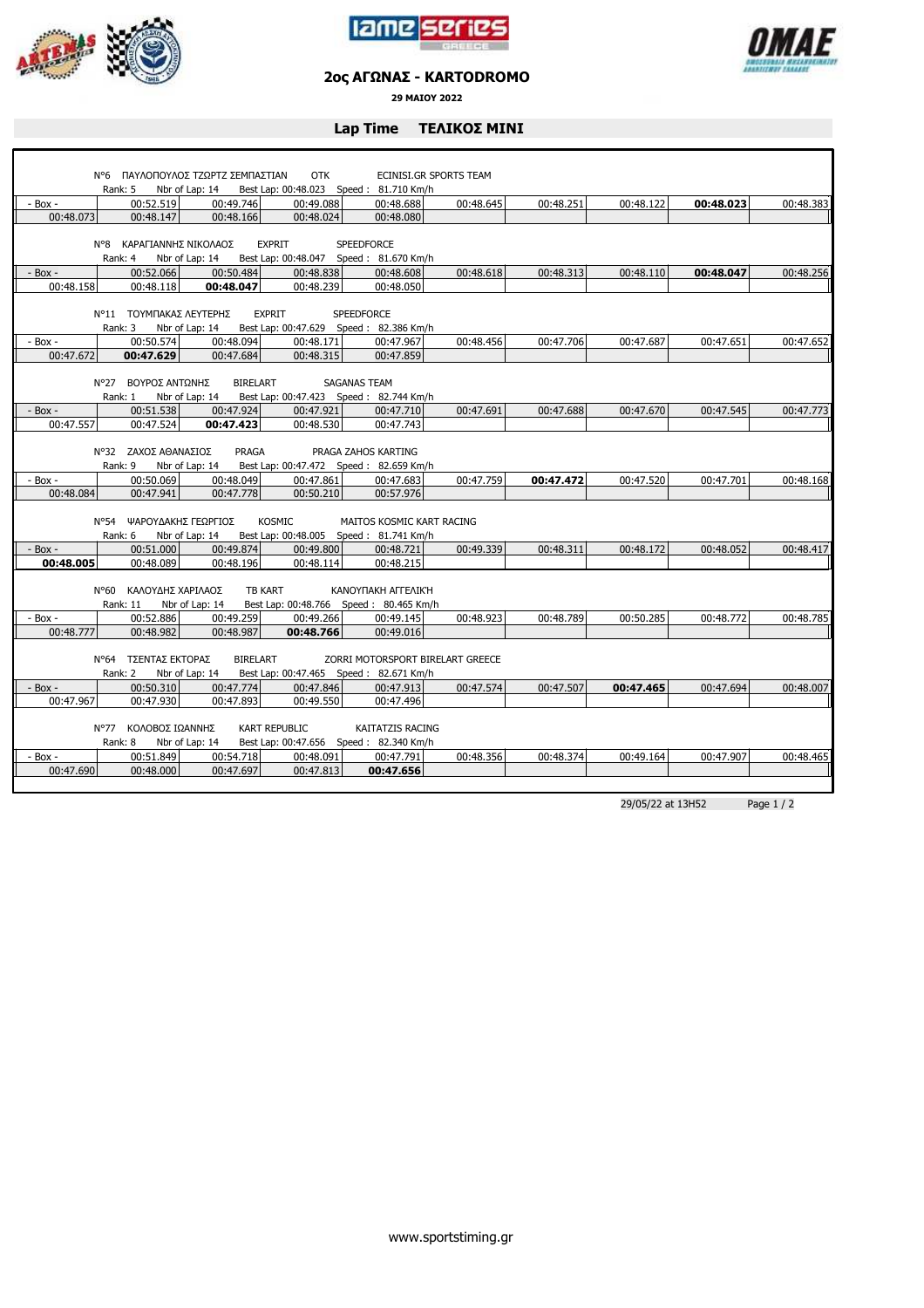## 2ος ΑΓΩΝΑΣ - KARTODROMO

**29 ΜΑΙΟΥ 2022**

### Lap Time ΤΕΛΙΚΟΣ MINI

N°6 ΠΑΥΛΟΠΟΥΛΟΣ ΤΖΩΡΤΖ ΣΕΜΠΑΣΤΙΑΝ OTK ECINISI.GR SPORTS TEAM
Rank: 5 Nbr of Lap: 14 Best Lap: 00:48.023 Speed : 81.710 Km/h

| | | | | | | | | | |
|---|---|---|---|---|---|---|---|---|---|
| - Box - | 00:52.519 | 00:49.746 | 00:49.088 | 00:48.688 | 00:48.645 | 00:48.251 | 00:48.122 | **00:48.023** | 00:48.383 |
| 00:48.073 | 00:48.147 | 00:48.166 | 00:48.024 | 00:48.080 | | | | | |

N°8 ΚΑΡΑΓΙΑΝΝΗΣ ΝΙΚΟΛΑΟΣ EXPRIT SPEEDFORCE
Rank: 4 Nbr of Lap: 14 Best Lap: 00:48.047 Speed : 81.670 Km/h

| | | | | | | | | | |
|---|---|---|---|---|---|---|---|---|---|
| - Box - | 00:52.066 | 00:50.484 | 00:48.838 | 00:48.608 | 00:48.618 | 00:48.313 | 00:48.110 | **00:48.047** | 00:48.256 |
| 00:48.158 | 00:48.118 | **00:48.047** | 00:48.239 | 00:48.050 | | | | | |

N°11 ΤΟΥΜΠΑΚΑΣ ΛΕΥΤΕΡΗΣ EXPRIT SPEEDFORCE
Rank: 3 Nbr of Lap: 14 Best Lap: 00:47.629 Speed : 82.386 Km/h

| | | | | | | | | | |
|---|---|---|---|---|---|---|---|---|---|
| - Box - | 00:50.574 | 00:48.094 | 00:48.171 | 00:47.967 | 00:48.456 | 00:47.706 | 00:47.687 | 00:47.651 | 00:47.652 |
| 00:47.672 | **00:47.629** | 00:47.684 | 00:48.315 | 00:47.859 | | | | | |

N°27 ΒΟΥΡΟΣ ΑΝΤΩΝΗΣ BIRELART SAGANAS TEAM
Rank: 1 Nbr of Lap: 14 Best Lap: 00:47.423 Speed : 82.744 Km/h

| | | | | | | | | | |
|---|---|---|---|---|---|---|---|---|---|
| - Box - | 00:51.538 | 00:47.924 | 00:47.921 | 00:47.710 | 00:47.691 | 00:47.688 | 00:47.670 | 00:47.545 | 00:47.773 |
| 00:47.557 | 00:47.524 | **00:47.423** | 00:48.530 | 00:47.743 | | | | | |

N°32 ΖΑΧΟΣ ΑΘΑΝΑΣΙΟΣ PRAGA PRAGA ZAHOS KARTING
Rank: 9 Nbr of Lap: 14 Best Lap: 00:47.472 Speed : 82.659 Km/h

| | | | | | | | | | |
|---|---|---|---|---|---|---|---|---|---|
| - Box - | 00:50.069 | 00:48.049 | 00:47.861 | 00:47.683 | 00:47.759 | **00:47.472** | 00:47.520 | 00:47.701 | 00:48.168 |
| 00:48.084 | 00:47.941 | 00:47.778 | 00:50.210 | 00:57.976 | | | | | |

N°54 ΨΑΡΟΥΔΑΚΗΣ ΓΕΩΡΓΙΟΣ KOSMIC MAITOS KOSMIC KART RACING
Rank: 6 Nbr of Lap: 14 Best Lap: 00:48.005 Speed : 81.741 Km/h

| | | | | | | | | | |
|---|---|---|---|---|---|---|---|---|---|
| - Box - | 00:51.000 | 00:49.874 | 00:49.800 | 00:48.721 | 00:49.339 | 00:48.311 | 00:48.172 | 00:48.052 | 00:48.417 |
| **00:48.005** | 00:48.089 | 00:48.196 | 00:48.114 | 00:48.215 | | | | | |

N°60 ΚΑΛΟΥΔΗΣ ΧΑΡΙΛΑΟΣ TB KART ΚΑΝΟΥΠΑΚΗ ΑΓΓΕΛΙΚΉ
Rank: 11 Nbr of Lap: 14 Best Lap: 00:48.766 Speed : 80.465 Km/h

| | | | | | | | | | |
|---|---|---|---|---|---|---|---|---|---|
| - Box - | 00:52.886 | 00:49.259 | 00:49.266 | 00:49.145 | 00:48.923 | 00:48.789 | 00:50.285 | 00:48.772 | 00:48.785 |
| 00:48.777 | 00:48.982 | 00:48.987 | **00:48.766** | 00:49.016 | | | | | |

N°64 ΤΣΕΝΤΑΣ ΕΚΤΟΡΑΣ BIRELART ZORRI MOTORSPORT BIRELART GREECE
Rank: 2 Nbr of Lap: 14 Best Lap: 00:47.465 Speed : 82.671 Km/h

| | | | | | | | | | |
|---|---|---|---|---|---|---|---|---|---|
| - Box - | 00:50.310 | 00:47.774 | 00:47.846 | 00:47.913 | 00:47.574 | 00:47.507 | **00:47.465** | 00:47.694 | 00:48.007 |
| 00:47.967 | 00:47.930 | 00:47.893 | 00:49.550 | 00:47.496 | | | | | |

N°77 ΚΟΛΟΒΟΣ ΙΩΑΝΝΗΣ KART REPUBLIC KAITATZIS RACING
Rank: 8 Nbr of Lap: 14 Best Lap: 00:47.656 Speed : 82.340 Km/h

| | | | | | | | | | |
|---|---|---|---|---|---|---|---|---|---|
| - Box - | 00:51.849 | 00:54.718 | 00:48.091 | 00:47.791 | 00:48.356 | 00:48.374 | 00:49.164 | 00:47.907 | 00:48.465 |
| 00:47.690 | 00:48.000 | 00:47.697 | 00:47.813 | **00:47.656** | | | | | |

29/05/22 at 13H52

www.sportstiming.gr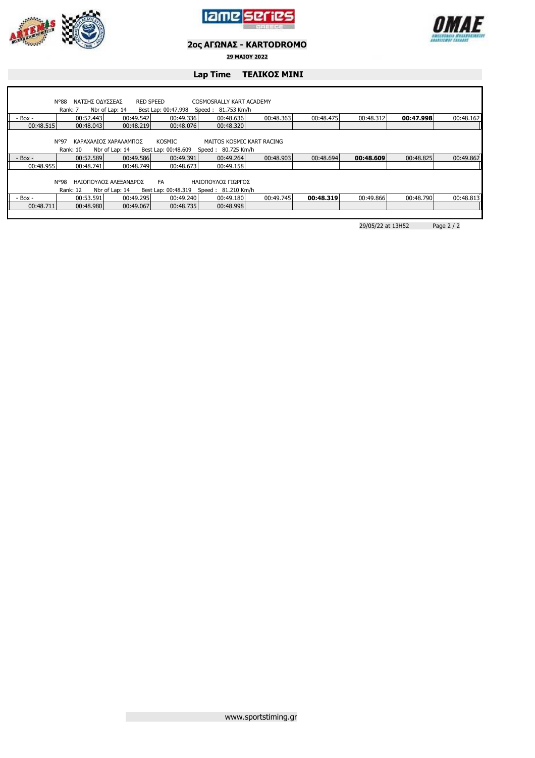## 2ος ΑΓΩΝΑΣ - KARTODROMO

**29 ΜΑΙΟΥ 2022**

### Lap Time ΤΕΛΙΚΟΣ ΜΙΝΙ

N°88 ΝΑΤΣΗΣ ΟΔΥΣΣΕΑΣ RED SPEED COSMOSRALLY KART ACADEMY
Rank: 7 Nbr of Lap: 14 Best Lap: 00:47.998 Speed : 81.753 Km/h

| | | | | | | | | | |
|---|---|---|---|---|---|---|---|---|---|
| - Box - | 00:52.443 | 00:49.542 | 00:49.336 | 00:48.636 | 00:48.363 | 00:48.475 | 00:48.312 | **00:47.998** | 00:48.162 |
| 00:48.515 | 00:48.043 | 00:48.219 | 00:48.076 | 00:48.320 | | | | | |

N°97 ΚΑΡΑΧΑΛΙΟΣ ΧΑΡΑΛΑΜΠΟΣ KOSMIC MAITOS KOSMIC KART RACING
Rank: 10 Nbr of Lap: 14 Best Lap: 00:48.609 Speed : 80.725 Km/h

| | | | | | | | | | |
|---|---|---|---|---|---|---|---|---|---|
| - Box - | 00:52.589 | 00:49.586 | 00:49.391 | 00:49.264 | 00:48.903 | 00:48.694 | **00:48.609** | 00:48.825 | 00:49.862 |
| 00:48.955 | 00:48.741 | 00:48.749 | 00:48.673 | 00:49.158 | | | | | |

N°98 ΗΛΙΟΠΟΥΛΟΣ ΑΛΕΞΑΝΔΡΟΣ FA ΗΛΙΟΠΟΥΛΟΣ ΓΙΩΡΓΟΣ
Rank: 12 Nbr of Lap: 14 Best Lap: 00:48.319 Speed : 81.210 Km/h

| | | | | | | | | | |
|---|---|---|---|---|---|---|---|---|---|
| - Box - | 00:53.591 | 00:49.295 | 00:49.240 | 00:49.180 | 00:49.745 | **00:48.319** | 00:49.866 | 00:48.790 | 00:48.813 |
| 00:48.711 | 00:48.980 | 00:49.067 | 00:48.735 | 00:48.998 | | | | | |

29/05/22 at 13H52

www.sportstiming.gr